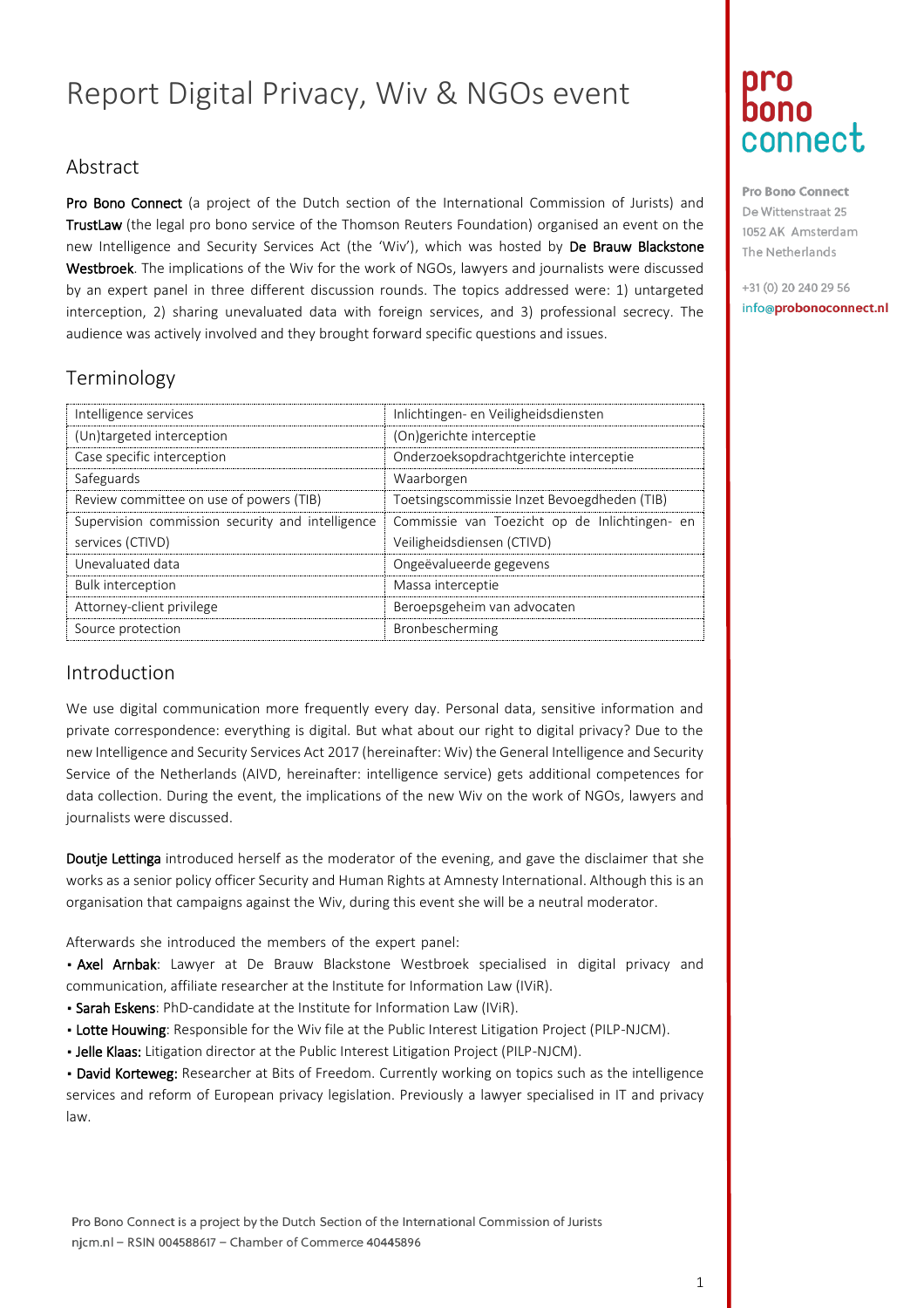# Report Digital Privacy, Wiv & NGOs event

## Abstract

Pro Bono Connect (a project of the Dutch section of the International Commission of Jurists) and TrustLaw (the legal pro bono service of the Thomson Reuters Foundation) organised an event on the new Intelligence and Security Services Act (the 'Wiv'), which was hosted by De Brauw Blackstone Westbroek. The implications of the Wiv for the work of NGOs, lawyers and journalists were discussed by an expert panel in three different discussion rounds. The topics addressed were: 1) untargeted interception, 2) sharing unevaluated data with foreign services, and 3) professional secrecy. The audience was actively involved and they brought forward specific questions and issues.

## Terminology

| | |
|---|---|
| Intelligence services | Inlichtingen- en Veiligheidsdiensten |
| (Un)targeted interception | (On)gerichte interceptie |
| Case specific interception | Onderzoeksopdrachtgerichte interceptie |
| Safeguards | Waarborgen |
| Review committee on use of powers (TIB) | Toetsingscommissie Inzet Bevoegdheden (TIB) |
| Supervision commission security and intelligence services (CTIVD) | Commissie van Toezicht op de Inlichtingen- en Veiligheidsdiensten (CTIVD) |
| Unevaluated data | Ongeëvalueerde gegevens |
| Bulk interception | Massa interceptie |
| Attorney-client privilege | Beroepsgeheim van advocaten |
| Source protection | Bronbescherming |

## Introduction

We use digital communication more frequently every day. Personal data, sensitive information and private correspondence: everything is digital. But what about our right to digital privacy? Due to the new Intelligence and Security Services Act 2017 (hereinafter: Wiv) the General Intelligence and Security Service of the Netherlands (AIVD, hereinafter: intelligence service) gets additional competences for data collection. During the event, the implications of the new Wiv on the work of NGOs, lawyers and journalists were discussed.

Doutje Lettinga introduced herself as the moderator of the evening, and gave the disclaimer that she works as a senior policy officer Security and Human Rights at Amnesty International. Although this is an organisation that campaigns against the Wiv, during this event she will be a neutral moderator.

Afterwards she introduced the members of the expert panel:

- Axel Arnbak: Lawyer at De Brauw Blackstone Westbroek specialised in digital privacy and communication, affiliate researcher at the Institute for Information Law (IViR).
- Sarah Eskens: PhD-candidate at the Institute for Information Law (IViR).
- Lotte Houwing: Responsible for the Wiv file at the Public Interest Litigation Project (PILP-NJCM).
- Jelle Klaas: Litigation director at the Public Interest Litigation Project (PILP-NJCM).
- David Korteweg: Researcher at Bits of Freedom. Currently working on topics such as the intelligence services and reform of European privacy legislation. Previously a lawyer specialised in IT and privacy law.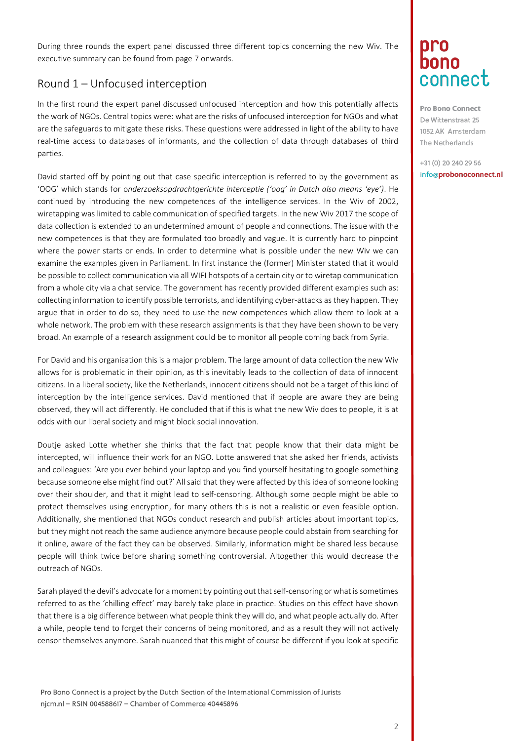During three rounds the expert panel discussed three different topics concerning the new Wiv. The executive summary can be found from page 7 onwards.

## Round 1 – Unfocused interception

In the first round the expert panel discussed unfocused interception and how this potentially affects the work of NGOs. Central topics were: what are the risks of unfocused interception for NGOs and what are the safeguards to mitigate these risks. These questions were addressed in light of the ability to have real-time access to databases of informants, and the collection of data through databases of third parties.

David started off by pointing out that case specific interception is referred to by the government as 'OOG' which stands for *onderzoeksopdrachtgerichte interceptie ('oog' in Dutch also means 'eye')*. He continued by introducing the new competences of the intelligence services. In the Wiv of 2002, wiretapping was limited to cable communication of specified targets. In the new Wiv 2017 the scope of data collection is extended to an undetermined amount of people and connections. The issue with the new competences is that they are formulated too broadly and vague. It is currently hard to pinpoint where the power starts or ends. In order to determine what is possible under the new Wiv we can examine the examples given in Parliament. In first instance the (former) Minister stated that it would be possible to collect communication via all WIFI hotspots of a certain city or to wiretap communication from a whole city via a chat service. The government has recently provided different examples such as: collecting information to identify possible terrorists, and identifying cyber-attacks as they happen. They argue that in order to do so, they need to use the new competences which allow them to look at a whole network. The problem with these research assignments is that they have been shown to be very broad. An example of a research assignment could be to monitor all people coming back from Syria.

For David and his organisation this is a major problem. The large amount of data collection the new Wiv allows for is problematic in their opinion, as this inevitably leads to the collection of data of innocent citizens. In a liberal society, like the Netherlands, innocent citizens should not be a target of this kind of interception by the intelligence services. David mentioned that if people are aware they are being observed, they will act differently. He concluded that if this is what the new Wiv does to people, it is at odds with our liberal society and might block social innovation.

Doutje asked Lotte whether she thinks that the fact that people know that their data might be intercepted, will influence their work for an NGO. Lotte answered that she asked her friends, activists and colleagues: 'Are you ever behind your laptop and you find yourself hesitating to google something because someone else might find out?' All said that they were affected by this idea of someone looking over their shoulder, and that it might lead to self-censoring. Although some people might be able to protect themselves using encryption, for many others this is not a realistic or even feasible option. Additionally, she mentioned that NGOs conduct research and publish articles about important topics, but they might not reach the same audience anymore because people could abstain from searching for it online, aware of the fact they can be observed. Similarly, information might be shared less because people will think twice before sharing something controversial. Altogether this would decrease the outreach of NGOs.

Sarah played the devil's advocate for a moment by pointing out that self-censoring or what is sometimes referred to as the 'chilling effect' may barely take place in practice. Studies on this effect have shown that there is a big difference between what people think they will do, and what people actually do. After a while, people tend to forget their concerns of being monitored, and as a result they will not actively censor themselves anymore. Sarah nuanced that this might of course be different if you look at specific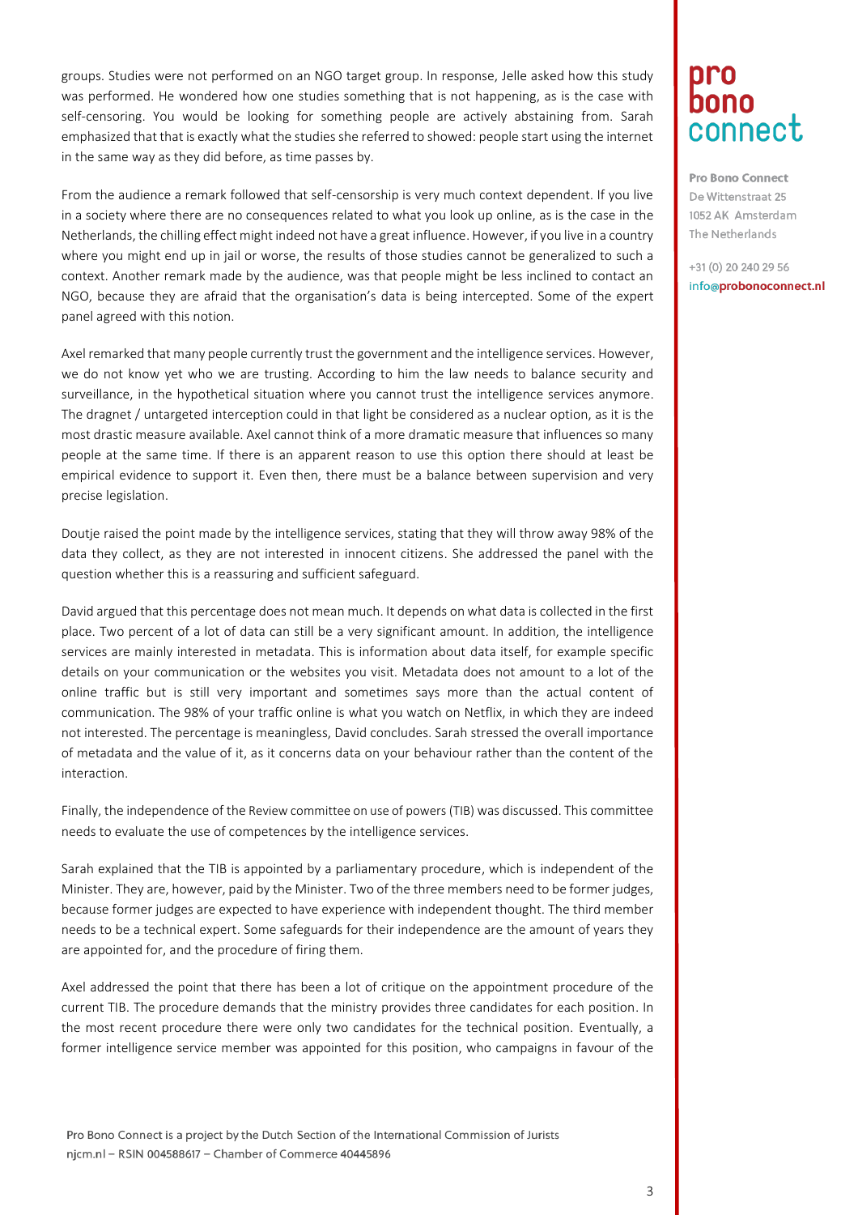groups. Studies were not performed on an NGO target group. In response, Jelle asked how this study was performed. He wondered how one studies something that is not happening, as is the case with self-censoring. You would be looking for something people are actively abstaining from. Sarah emphasized that that is exactly what the studies she referred to showed: people start using the internet in the same way as they did before, as time passes by.

From the audience a remark followed that self-censorship is very much context dependent. If you live in a society where there are no consequences related to what you look up online, as is the case in the Netherlands, the chilling effect might indeed not have a great influence. However, if you live in a country where you might end up in jail or worse, the results of those studies cannot be generalized to such a context. Another remark made by the audience, was that people might be less inclined to contact an NGO, because they are afraid that the organisation's data is being intercepted. Some of the expert panel agreed with this notion.

Axel remarked that many people currently trust the government and the intelligence services. However, we do not know yet who we are trusting. According to him the law needs to balance security and surveillance, in the hypothetical situation where you cannot trust the intelligence services anymore. The dragnet / untargeted interception could in that light be considered as a nuclear option, as it is the most drastic measure available. Axel cannot think of a more dramatic measure that influences so many people at the same time. If there is an apparent reason to use this option there should at least be empirical evidence to support it. Even then, there must be a balance between supervision and very precise legislation.

Doutje raised the point made by the intelligence services, stating that they will throw away 98% of the data they collect, as they are not interested in innocent citizens. She addressed the panel with the question whether this is a reassuring and sufficient safeguard.

David argued that this percentage does not mean much. It depends on what data is collected in the first place. Two percent of a lot of data can still be a very significant amount. In addition, the intelligence services are mainly interested in metadata. This is information about data itself, for example specific details on your communication or the websites you visit. Metadata does not amount to a lot of the online traffic but is still very important and sometimes says more than the actual content of communication. The 98% of your traffic online is what you watch on Netflix, in which they are indeed not interested. The percentage is meaningless, David concludes. Sarah stressed the overall importance of metadata and the value of it, as it concerns data on your behaviour rather than the content of the interaction.

Finally, the independence of the Review committee on use of powers (TIB) was discussed. This committee needs to evaluate the use of competences by the intelligence services.

Sarah explained that the TIB is appointed by a parliamentary procedure, which is independent of the Minister. They are, however, paid by the Minister. Two of the three members need to be former judges, because former judges are expected to have experience with independent thought. The third member needs to be a technical expert. Some safeguards for their independence are the amount of years they are appointed for, and the procedure of firing them.

Axel addressed the point that there has been a lot of critique on the appointment procedure of the current TIB. The procedure demands that the ministry provides three candidates for each position. In the most recent procedure there were only two candidates for the technical position. Eventually, a former intelligence service member was appointed for this position, who campaigns in favour of the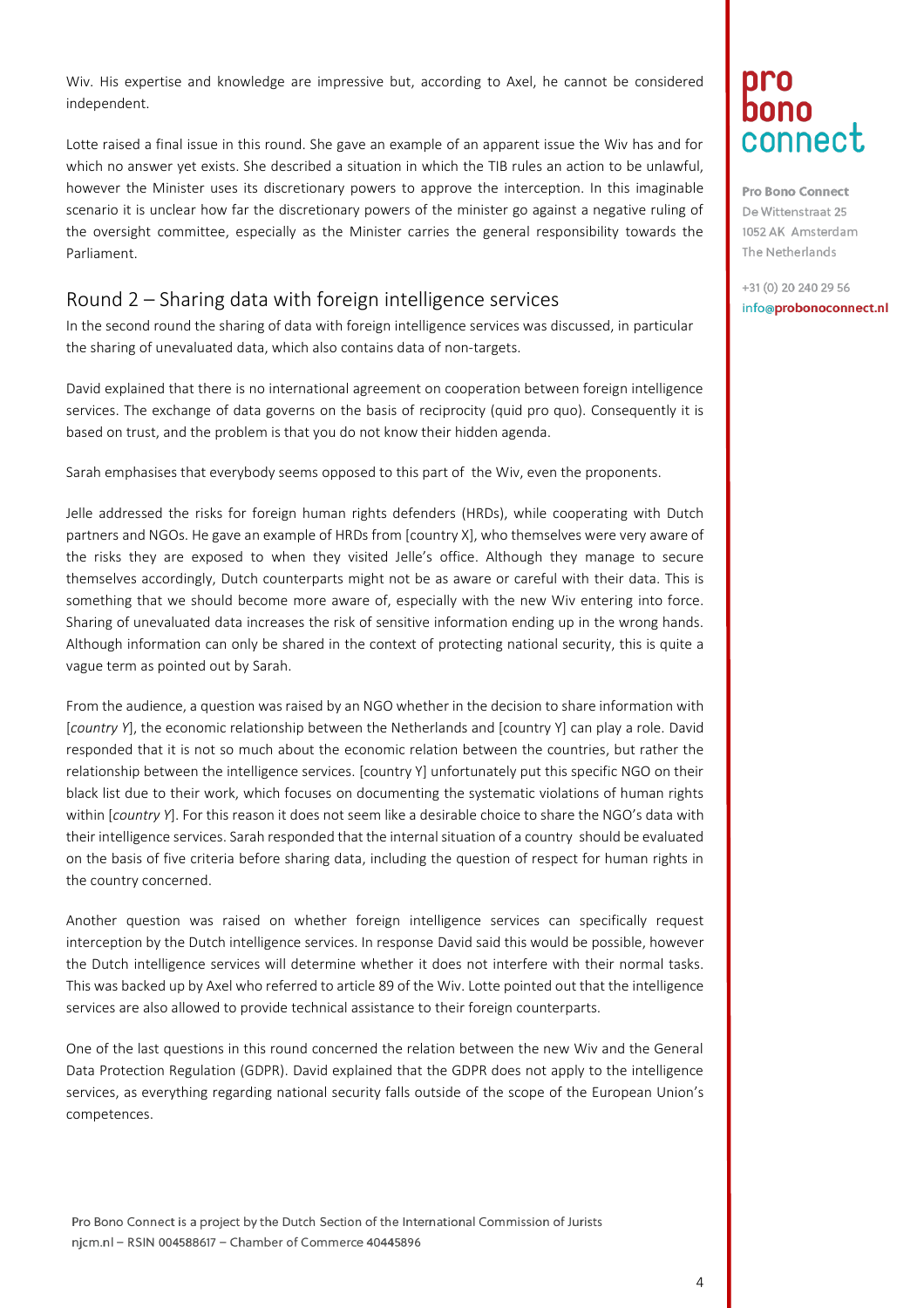Wiv. His expertise and knowledge are impressive but, according to Axel, he cannot be considered independent.

Lotte raised a final issue in this round. She gave an example of an apparent issue the Wiv has and for which no answer yet exists. She described a situation in which the TIB rules an action to be unlawful, however the Minister uses its discretionary powers to approve the interception. In this imaginable scenario it is unclear how far the discretionary powers of the minister go against a negative ruling of the oversight committee, especially as the Minister carries the general responsibility towards the Parliament.

## Round 2 – Sharing data with foreign intelligence services

In the second round the sharing of data with foreign intelligence services was discussed, in particular the sharing of unevaluated data, which also contains data of non-targets.

David explained that there is no international agreement on cooperation between foreign intelligence services. The exchange of data governs on the basis of reciprocity (quid pro quo). Consequently it is based on trust, and the problem is that you do not know their hidden agenda.

Sarah emphasises that everybody seems opposed to this part of the Wiv, even the proponents.

Jelle addressed the risks for foreign human rights defenders (HRDs), while cooperating with Dutch partners and NGOs. He gave an example of HRDs from [country X], who themselves were very aware of the risks they are exposed to when they visited Jelle's office. Although they manage to secure themselves accordingly, Dutch counterparts might not be as aware or careful with their data. This is something that we should become more aware of, especially with the new Wiv entering into force. Sharing of unevaluated data increases the risk of sensitive information ending up in the wrong hands. Although information can only be shared in the context of protecting national security, this is quite a vague term as pointed out by Sarah.

From the audience, a question was raised by an NGO whether in the decision to share information with [*country Y*], the economic relationship between the Netherlands and [country Y] can play a role. David responded that it is not so much about the economic relation between the countries, but rather the relationship between the intelligence services. [country Y] unfortunately put this specific NGO on their black list due to their work, which focuses on documenting the systematic violations of human rights within [*country Y*]. For this reason it does not seem like a desirable choice to share the NGO's data with their intelligence services. Sarah responded that the internal situation of a country should be evaluated on the basis of five criteria before sharing data, including the question of respect for human rights in the country concerned.

Another question was raised on whether foreign intelligence services can specifically request interception by the Dutch intelligence services. In response David said this would be possible, however the Dutch intelligence services will determine whether it does not interfere with their normal tasks. This was backed up by Axel who referred to article 89 of the Wiv. Lotte pointed out that the intelligence services are also allowed to provide technical assistance to their foreign counterparts.

One of the last questions in this round concerned the relation between the new Wiv and the General Data Protection Regulation (GDPR). David explained that the GDPR does not apply to the intelligence services, as everything regarding national security falls outside of the scope of the European Union's competences.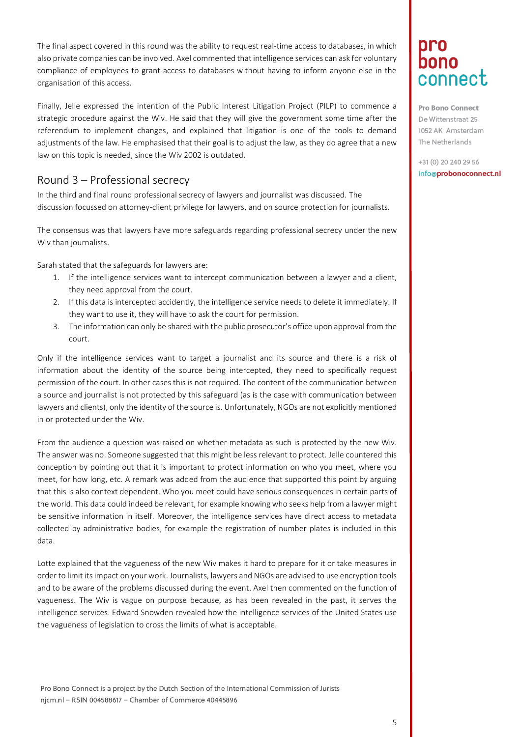The final aspect covered in this round was the ability to request real-time access to databases, in which also private companies can be involved. Axel commented that intelligence services can ask for voluntary compliance of employees to grant access to databases without having to inform anyone else in the organisation of this access.

Finally, Jelle expressed the intention of the Public Interest Litigation Project (PILP) to commence a strategic procedure against the Wiv. He said that they will give the government some time after the referendum to implement changes, and explained that litigation is one of the tools to demand adjustments of the law. He emphasised that their goal is to adjust the law, as they do agree that a new law on this topic is needed, since the Wiv 2002 is outdated.

## Round 3 – Professional secrecy

In the third and final round professional secrecy of lawyers and journalist was discussed. The discussion focussed on attorney-client privilege for lawyers, and on source protection for journalists.

The consensus was that lawyers have more safeguards regarding professional secrecy under the new Wiv than journalists.

Sarah stated that the safeguards for lawyers are:

1. If the intelligence services want to intercept communication between a lawyer and a client, they need approval from the court.
2. If this data is intercepted accidently, the intelligence service needs to delete it immediately. If they want to use it, they will have to ask the court for permission.
3. The information can only be shared with the public prosecutor's office upon approval from the court.

Only if the intelligence services want to target a journalist and its source and there is a risk of information about the identity of the source being intercepted, they need to specifically request permission of the court. In other cases this is not required. The content of the communication between a source and journalist is not protected by this safeguard (as is the case with communication between lawyers and clients), only the identity of the source is. Unfortunately, NGOs are not explicitly mentioned in or protected under the Wiv.

From the audience a question was raised on whether metadata as such is protected by the new Wiv. The answer was no. Someone suggested that this might be less relevant to protect. Jelle countered this conception by pointing out that it is important to protect information on who you meet, where you meet, for how long, etc. A remark was added from the audience that supported this point by arguing that this is also context dependent. Who you meet could have serious consequences in certain parts of the world. This data could indeed be relevant, for example knowing who seeks help from a lawyer might be sensitive information in itself. Moreover, the intelligence services have direct access to metadata collected by administrative bodies, for example the registration of number plates is included in this data.

Lotte explained that the vagueness of the new Wiv makes it hard to prepare for it or take measures in order to limit its impact on your work. Journalists, lawyers and NGOs are advised to use encryption tools and to be aware of the problems discussed during the event. Axel then commented on the function of vagueness. The Wiv is vague on purpose because, as has been revealed in the past, it serves the intelligence services. Edward Snowden revealed how the intelligence services of the United States use the vagueness of legislation to cross the limits of what is acceptable.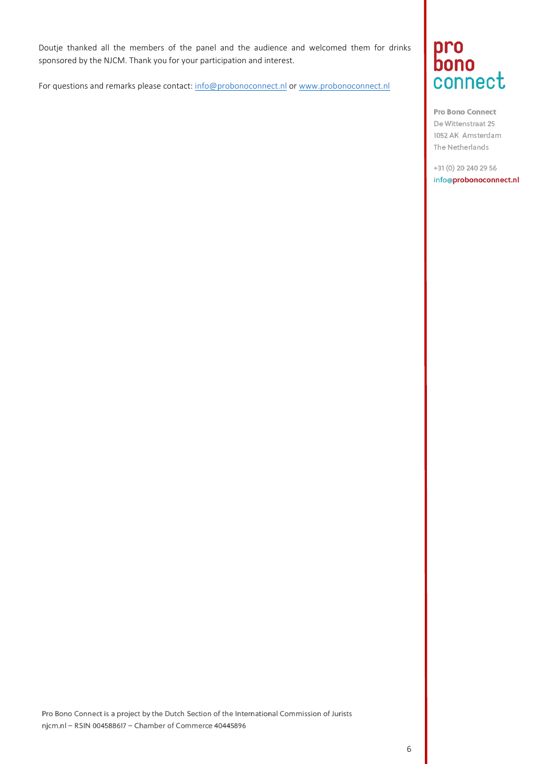Doutje thanked all the members of the panel and the audience and welcomed them for drinks sponsored by the NJCM. Thank you for your participation and interest.

For questions and remarks please contact: info@probonoconnect.nl or www.probonoconnect.nl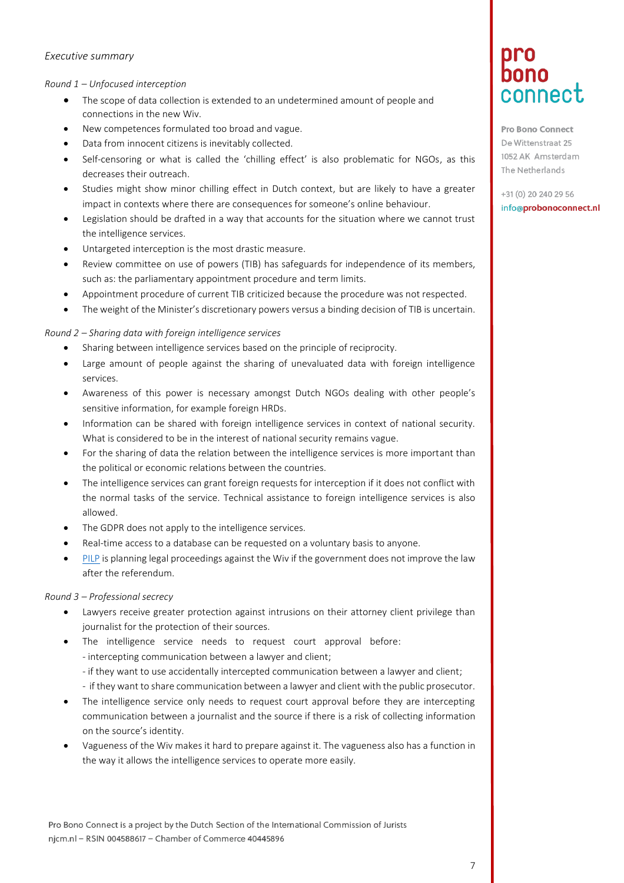*Executive summary*

*Round 1 – Unfocused interception*

- The scope of data collection is extended to an undetermined amount of people and connections in the new Wiv.
- New competences formulated too broad and vague.
- Data from innocent citizens is inevitably collected.
- Self-censoring or what is called the 'chilling effect' is also problematic for NGOs, as this decreases their outreach.
- Studies might show minor chilling effect in Dutch context, but are likely to have a greater impact in contexts where there are consequences for someone's online behaviour.
- Legislation should be drafted in a way that accounts for the situation where we cannot trust the intelligence services.
- Untargeted interception is the most drastic measure.
- Review committee on use of powers (TIB) has safeguards for independence of its members, such as: the parliamentary appointment procedure and term limits.
- Appointment procedure of current TIB criticized because the procedure was not respected.
- The weight of the Minister's discretionary powers versus a binding decision of TIB is uncertain.

*Round 2 – Sharing data with foreign intelligence services*

- Sharing between intelligence services based on the principle of reciprocity.
- Large amount of people against the sharing of unevaluated data with foreign intelligence services.
- Awareness of this power is necessary amongst Dutch NGOs dealing with other people's sensitive information, for example foreign HRDs.
- Information can be shared with foreign intelligence services in context of national security. What is considered to be in the interest of national security remains vague.
- For the sharing of data the relation between the intelligence services is more important than the political or economic relations between the countries.
- The intelligence services can grant foreign requests for interception if it does not conflict with the normal tasks of the service. Technical assistance to foreign intelligence services is also allowed.
- The GDPR does not apply to the intelligence services.
- Real-time access to a database can be requested on a voluntary basis to anyone.
- PILP is planning legal proceedings against the Wiv if the government does not improve the law after the referendum.

*Round 3 – Professional secrecy*

- Lawyers receive greater protection against intrusions on their attorney client privilege than journalist for the protection of their sources.
- The intelligence service needs to request court approval before:
  - intercepting communication between a lawyer and client;
  - if they want to use accidentally intercepted communication between a lawyer and client;
  - if they want to share communication between a lawyer and client with the public prosecutor.
- The intelligence service only needs to request court approval before they are intercepting communication between a journalist and the source if there is a risk of collecting information on the source's identity.
- Vagueness of the Wiv makes it hard to prepare against it. The vagueness also has a function in the way it allows the intelligence services to operate more easily.